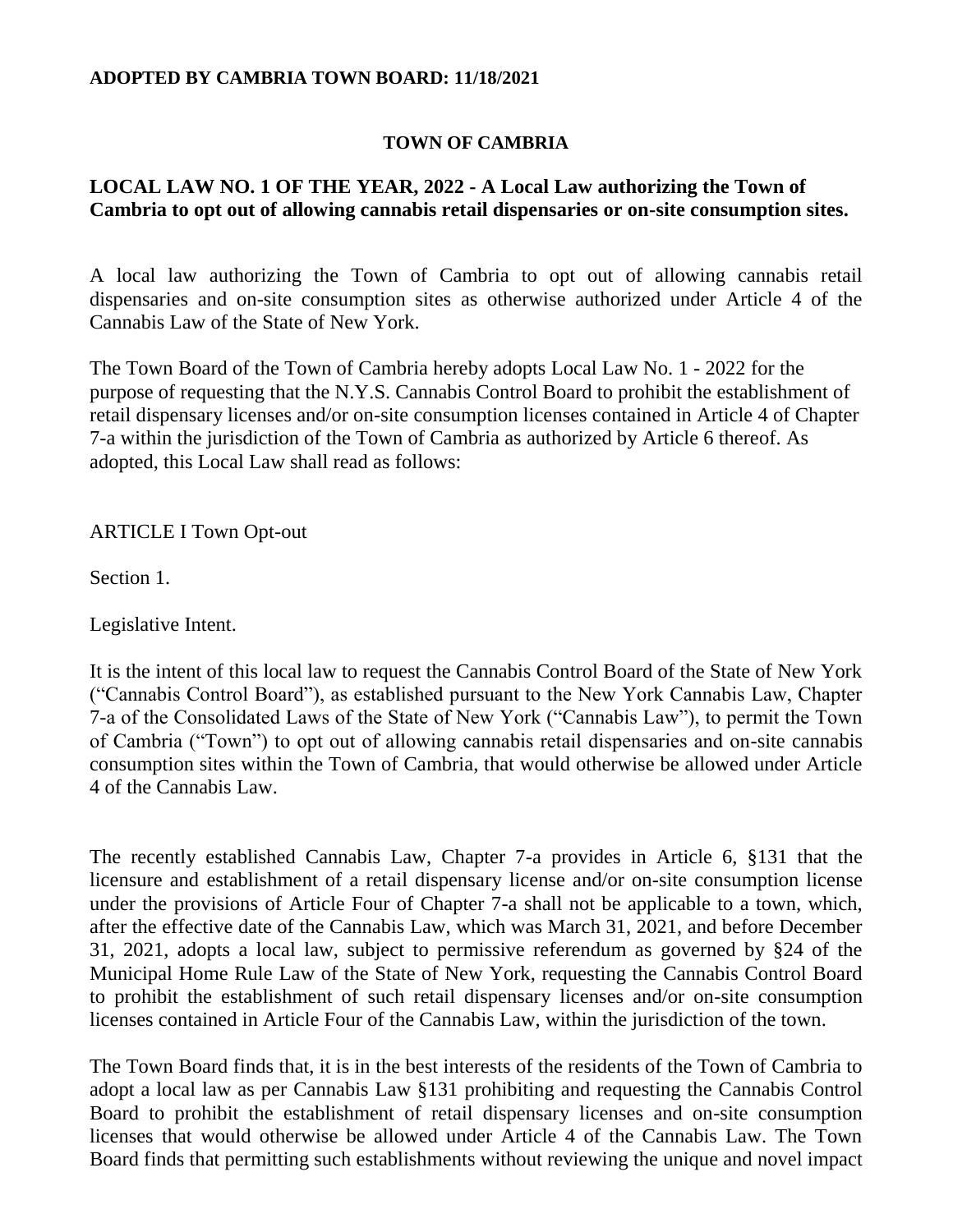**ADOPTED BY CAMBRIA TOWN BOARD: 11/18/2021**

**TOWN OF CAMBRIA**

**LOCAL LAW NO. 1 OF THE YEAR, 2022 - A Local Law authorizing the Town of Cambria to opt out of allowing cannabis retail dispensaries or on-site consumption sites.**

A local law authorizing the Town of Cambria to opt out of allowing cannabis retail dispensaries and on-site consumption sites as otherwise authorized under Article 4 of the Cannabis Law of the State of New York.

The Town Board of the Town of Cambria hereby adopts Local Law No. 1 - 2022 for the purpose of requesting that the N.Y.S. Cannabis Control Board to prohibit the establishment of retail dispensary licenses and/or on-site consumption licenses contained in Article 4 of Chapter 7-a within the jurisdiction of the Town of Cambria as authorized by Article 6 thereof. As adopted, this Local Law shall read as follows:

ARTICLE I Town Opt-out

Section 1.

Legislative Intent.

It is the intent of this local law to request the Cannabis Control Board of the State of New York ("Cannabis Control Board"), as established pursuant to the New York Cannabis Law, Chapter 7-a of the Consolidated Laws of the State of New York ("Cannabis Law"), to permit the Town of Cambria ("Town") to opt out of allowing cannabis retail dispensaries and on-site cannabis consumption sites within the Town of Cambria, that would otherwise be allowed under Article 4 of the Cannabis Law.

The recently established Cannabis Law, Chapter 7-a provides in Article 6, §131 that the licensure and establishment of a retail dispensary license and/or on-site consumption license under the provisions of Article Four of Chapter 7-a shall not be applicable to a town, which, after the effective date of the Cannabis Law, which was March 31, 2021, and before December 31, 2021, adopts a local law, subject to permissive referendum as governed by §24 of the Municipal Home Rule Law of the State of New York, requesting the Cannabis Control Board to prohibit the establishment of such retail dispensary licenses and/or on-site consumption licenses contained in Article Four of the Cannabis Law, within the jurisdiction of the town.

The Town Board finds that, it is in the best interests of the residents of the Town of Cambria to adopt a local law as per Cannabis Law §131 prohibiting and requesting the Cannabis Control Board to prohibit the establishment of retail dispensary licenses and on-site consumption licenses that would otherwise be allowed under Article 4 of the Cannabis Law. The Town Board finds that permitting such establishments without reviewing the unique and novel impact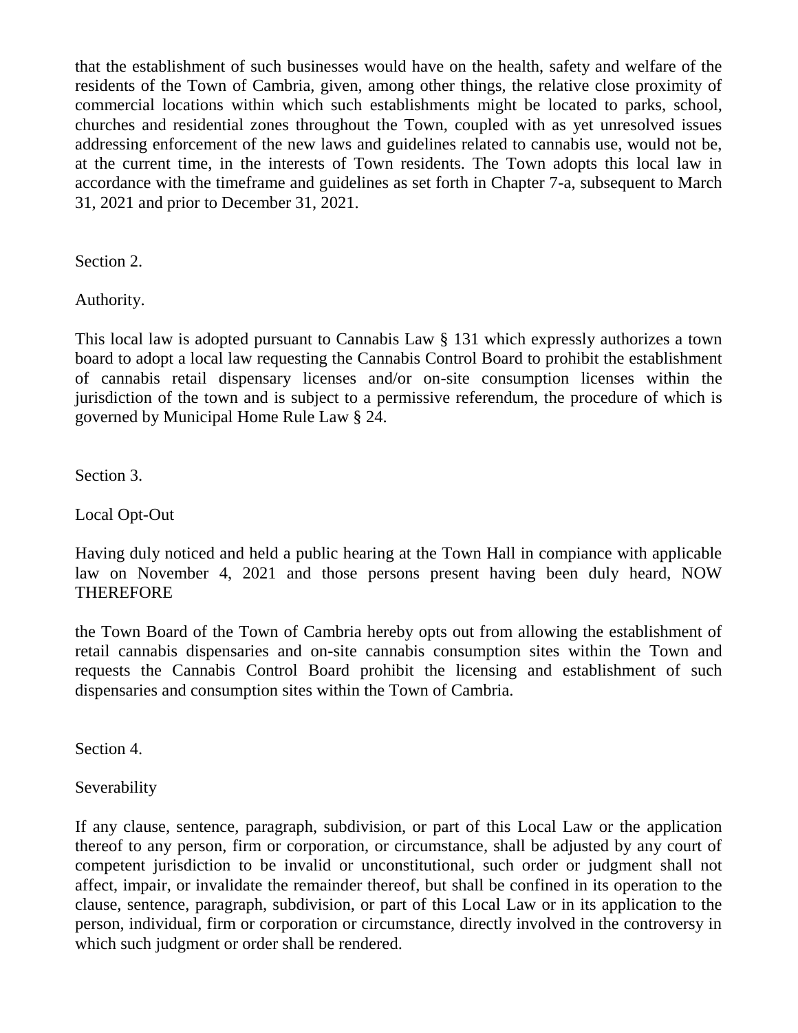that the establishment of such businesses would have on the health, safety and welfare of the residents of the Town of Cambria, given, among other things, the relative close proximity of commercial locations within which such establishments might be located to parks, school, churches and residential zones throughout the Town, coupled with as yet unresolved issues addressing enforcement of the new laws and guidelines related to cannabis use, would not be, at the current time, in the interests of Town residents. The Town adopts this local law in accordance with the timeframe and guidelines as set forth in Chapter 7-a, subsequent to March 31, 2021 and prior to December 31, 2021.

Section 2.

Authority.

This local law is adopted pursuant to Cannabis Law § 131 which expressly authorizes a town board to adopt a local law requesting the Cannabis Control Board to prohibit the establishment of cannabis retail dispensary licenses and/or on-site consumption licenses within the jurisdiction of the town and is subject to a permissive referendum, the procedure of which is governed by Municipal Home Rule Law § 24.

Section 3.

Local Opt-Out

Having duly noticed and held a public hearing at the Town Hall in compiance with applicable law on November 4, 2021 and those persons present having been duly heard, NOW THEREFORE

the Town Board of the Town of Cambria hereby opts out from allowing the establishment of retail cannabis dispensaries and on-site cannabis consumption sites within the Town and requests the Cannabis Control Board prohibit the licensing and establishment of such dispensaries and consumption sites within the Town of Cambria.

Section 4.

Severability

If any clause, sentence, paragraph, subdivision, or part of this Local Law or the application thereof to any person, firm or corporation, or circumstance, shall be adjusted by any court of competent jurisdiction to be invalid or unconstitutional, such order or judgment shall not affect, impair, or invalidate the remainder thereof, but shall be confined in its operation to the clause, sentence, paragraph, subdivision, or part of this Local Law or in its application to the person, individual, firm or corporation or circumstance, directly involved in the controversy in which such judgment or order shall be rendered.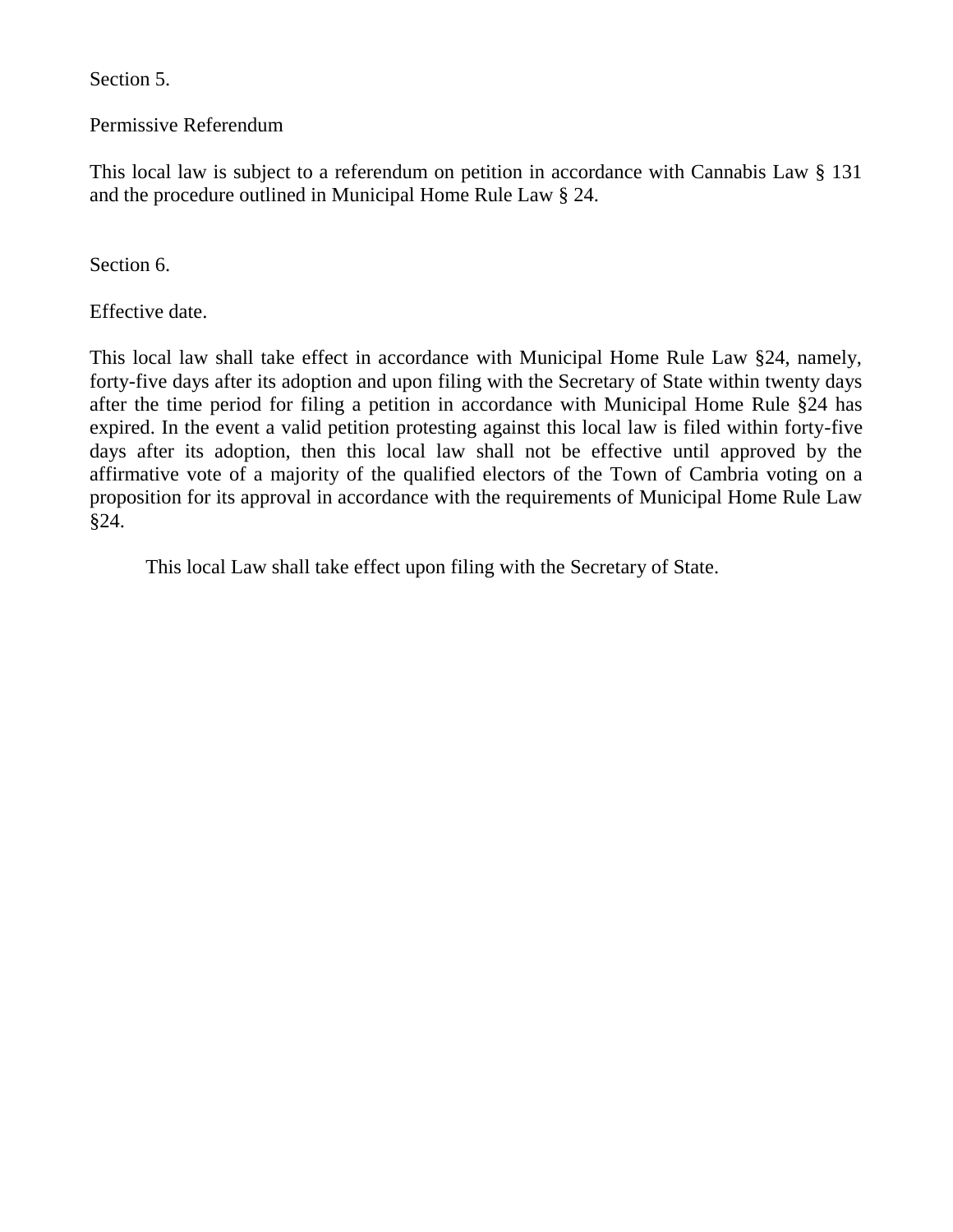Section 5.

Permissive Referendum

This local law is subject to a referendum on petition in accordance with Cannabis Law § 131 and the procedure outlined in Municipal Home Rule Law § 24.

Section 6.

Effective date.

This local law shall take effect in accordance with Municipal Home Rule Law §24, namely, forty-five days after its adoption and upon filing with the Secretary of State within twenty days after the time period for filing a petition in accordance with Municipal Home Rule §24 has expired. In the event a valid petition protesting against this local law is filed within forty-five days after its adoption, then this local law shall not be effective until approved by the affirmative vote of a majority of the qualified electors of the Town of Cambria voting on a proposition for its approval in accordance with the requirements of Municipal Home Rule Law §24.

This local Law shall take effect upon filing with the Secretary of State.